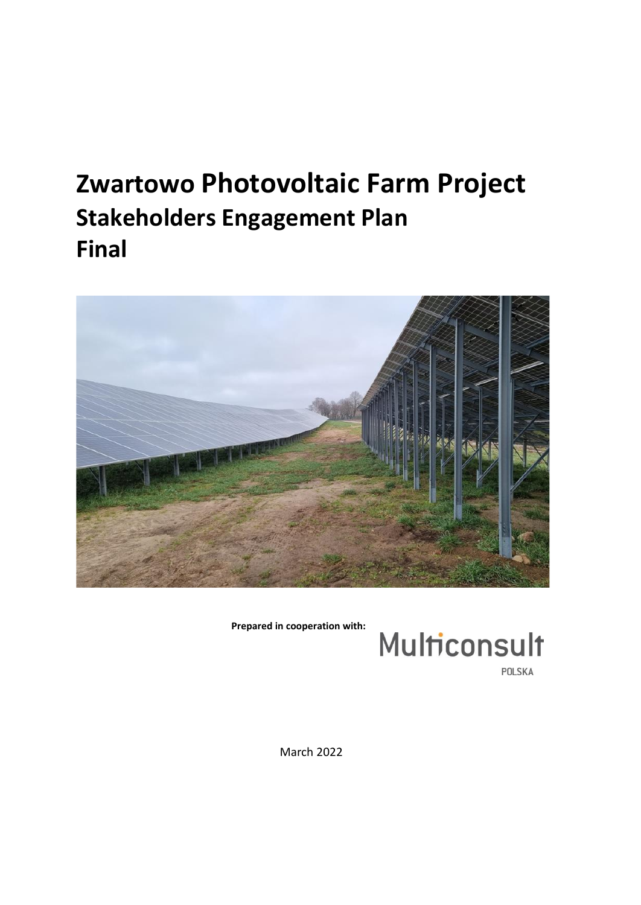# Zwartowo Photovoltaic Farm Project
## Stakeholders Engagement Plan
## Final

**Prepared in cooperation with:**

Multiconsult
POLSKA

March 2022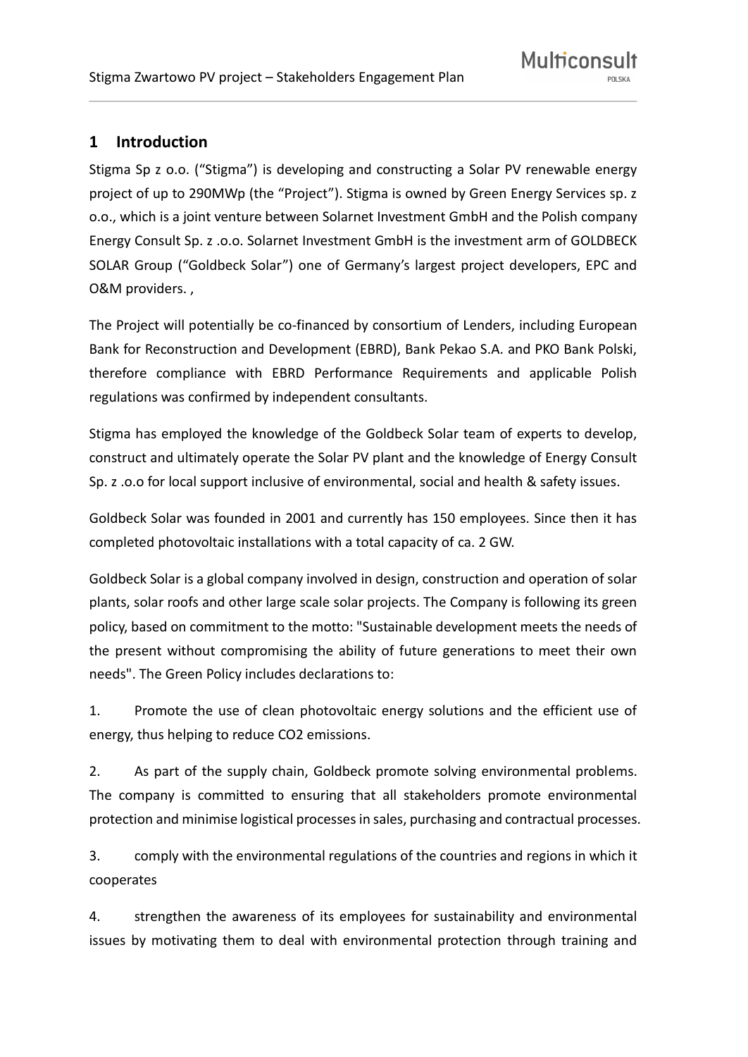# 1 Introduction

Stigma Sp z o.o. ("Stigma") is developing and constructing a Solar PV renewable energy project of up to 290MWp (the "Project"). Stigma is owned by Green Energy Services sp. z o.o., which is a joint venture between Solarnet Investment GmbH and the Polish company Energy Consult Sp. z .o.o. Solarnet Investment GmbH is the investment arm of GOLDBECK SOLAR Group ("Goldbeck Solar") one of Germany's largest project developers, EPC and O&M providers. ,

The Project will potentially be co-financed by consortium of Lenders, including European Bank for Reconstruction and Development (EBRD), Bank Pekao S.A. and PKO Bank Polski, therefore compliance with EBRD Performance Requirements and applicable Polish regulations was confirmed by independent consultants.

Stigma has employed the knowledge of the Goldbeck Solar team of experts to develop, construct and ultimately operate the Solar PV plant and the knowledge of Energy Consult Sp. z .o.o for local support inclusive of environmental, social and health & safety issues.

Goldbeck Solar was founded in 2001 and currently has 150 employees. Since then it has completed photovoltaic installations with a total capacity of ca. 2 GW.

Goldbeck Solar is a global company involved in design, construction and operation of solar plants, solar roofs and other large scale solar projects. The Company is following its green policy, based on commitment to the motto: "Sustainable development meets the needs of the present without compromising the ability of future generations to meet their own needs". The Green Policy includes declarations to:

1. Promote the use of clean photovoltaic energy solutions and the efficient use of energy, thus helping to reduce CO2 emissions.

2. As part of the supply chain, Goldbeck promote solving environmental problems. The company is committed to ensuring that all stakeholders promote environmental protection and minimise logistical processes in sales, purchasing and contractual processes.

3. comply with the environmental regulations of the countries and regions in which it cooperates

4. strengthen the awareness of its employees for sustainability and environmental issues by motivating them to deal with environmental protection through training and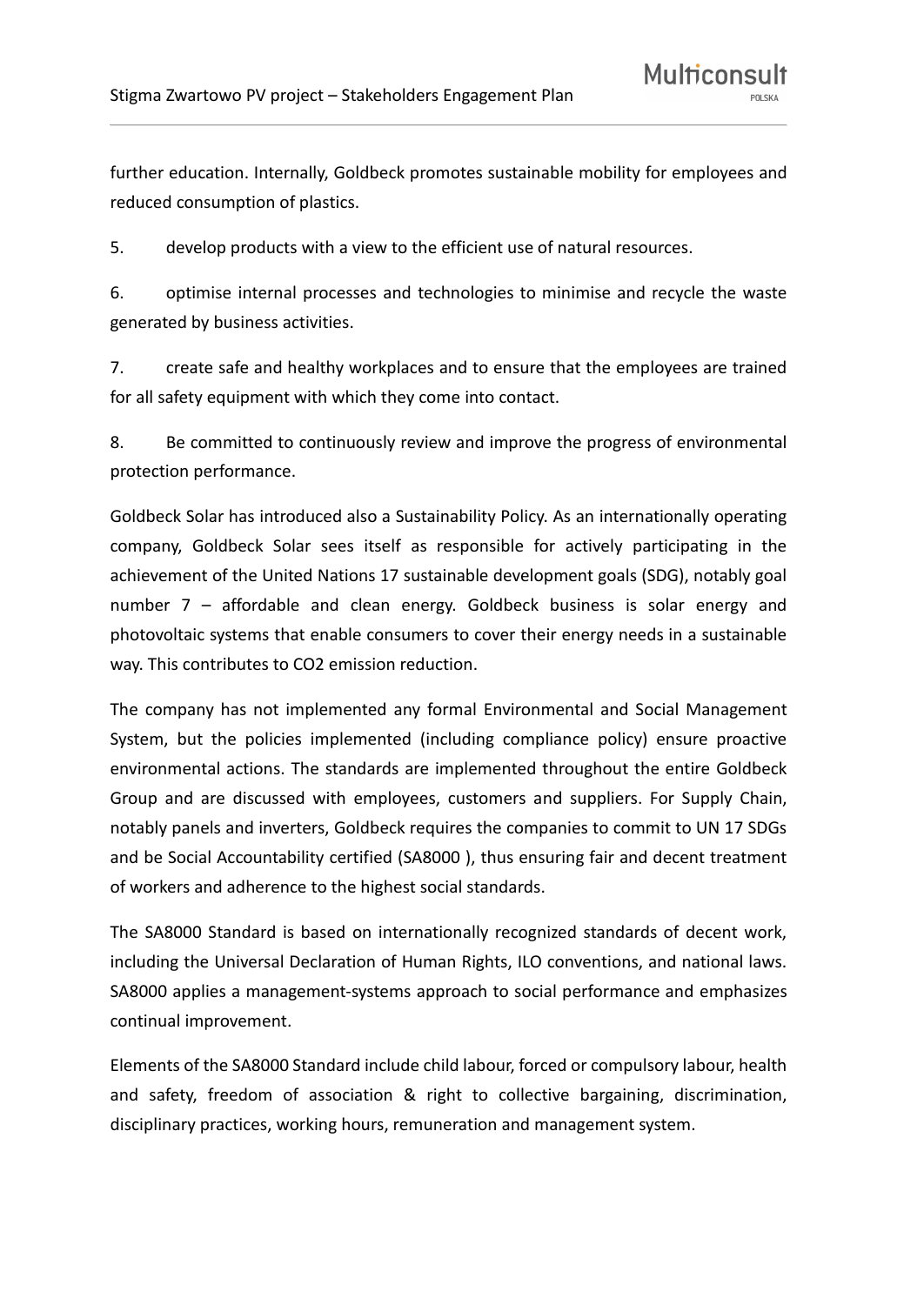further education. Internally, Goldbeck promotes sustainable mobility for employees and reduced consumption of plastics.

5. develop products with a view to the efficient use of natural resources.

6. optimise internal processes and technologies to minimise and recycle the waste generated by business activities.

7. create safe and healthy workplaces and to ensure that the employees are trained for all safety equipment with which they come into contact.

8. Be committed to continuously review and improve the progress of environmental protection performance.

Goldbeck Solar has introduced also a Sustainability Policy. As an internationally operating company, Goldbeck Solar sees itself as responsible for actively participating in the achievement of the United Nations 17 sustainable development goals (SDG), notably goal number 7 – affordable and clean energy. Goldbeck business is solar energy and photovoltaic systems that enable consumers to cover their energy needs in a sustainable way. This contributes to $CO_2$ emission reduction.

The company has not implemented any formal Environmental and Social Management System, but the policies implemented (including compliance policy) ensure proactive environmental actions. The standards are implemented throughout the entire Goldbeck Group and are discussed with employees, customers and suppliers. For Supply Chain, notably panels and inverters, Goldbeck requires the companies to commit to UN 17 SDGs and be Social Accountability certified (SA8000 ), thus ensuring fair and decent treatment of workers and adherence to the highest social standards.

The SA8000 Standard is based on internationally recognized standards of decent work, including the Universal Declaration of Human Rights, ILO conventions, and national laws. SA8000 applies a management-systems approach to social performance and emphasizes continual improvement.

Elements of the SA8000 Standard include child labour, forced or compulsory labour, health and safety, freedom of association & right to collective bargaining, discrimination, disciplinary practices, working hours, remuneration and management system.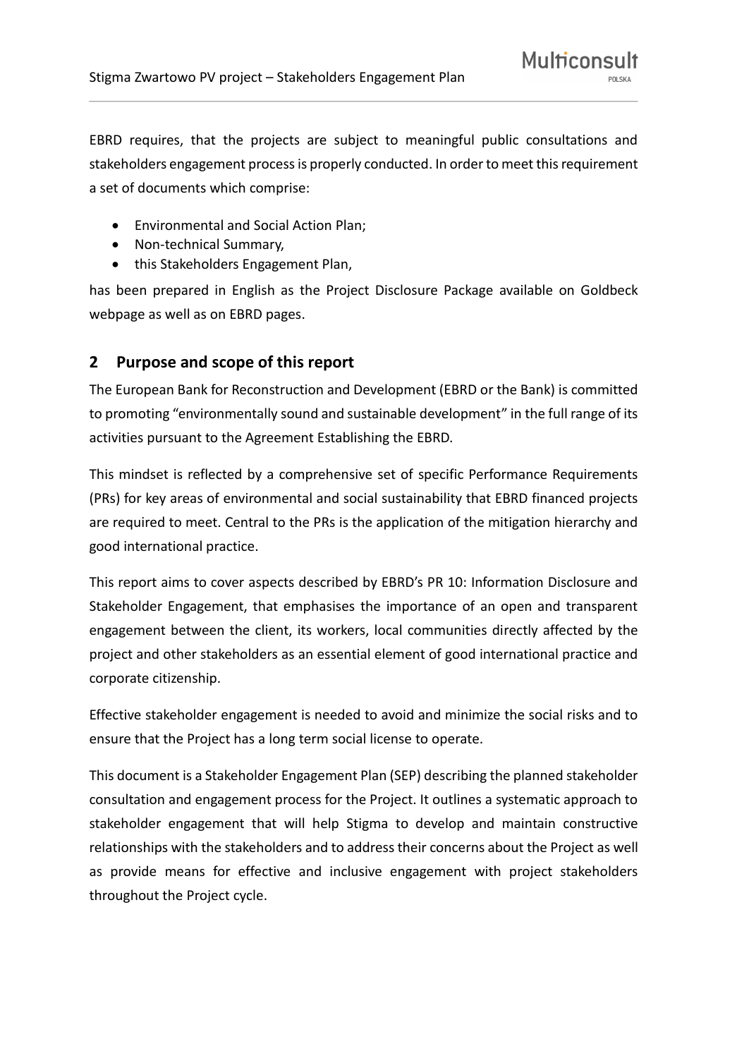EBRD requires, that the projects are subject to meaningful public consultations and stakeholders engagement process is properly conducted. In order to meet this requirement a set of documents which comprise:

- Environmental and Social Action Plan;
- Non-technical Summary,
- this Stakeholders Engagement Plan,

has been prepared in English as the Project Disclosure Package available on Goldbeck webpage as well as on EBRD pages.

## 2 Purpose and scope of this report

The European Bank for Reconstruction and Development (EBRD or the Bank) is committed to promoting "environmentally sound and sustainable development" in the full range of its activities pursuant to the Agreement Establishing the EBRD.

This mindset is reflected by a comprehensive set of specific Performance Requirements (PRs) for key areas of environmental and social sustainability that EBRD financed projects are required to meet. Central to the PRs is the application of the mitigation hierarchy and good international practice.

This report aims to cover aspects described by EBRD's PR 10: Information Disclosure and Stakeholder Engagement, that emphasises the importance of an open and transparent engagement between the client, its workers, local communities directly affected by the project and other stakeholders as an essential element of good international practice and corporate citizenship.

Effective stakeholder engagement is needed to avoid and minimize the social risks and to ensure that the Project has a long term social license to operate.

This document is a Stakeholder Engagement Plan (SEP) describing the planned stakeholder consultation and engagement process for the Project. It outlines a systematic approach to stakeholder engagement that will help Stigma to develop and maintain constructive relationships with the stakeholders and to address their concerns about the Project as well as provide means for effective and inclusive engagement with project stakeholders throughout the Project cycle.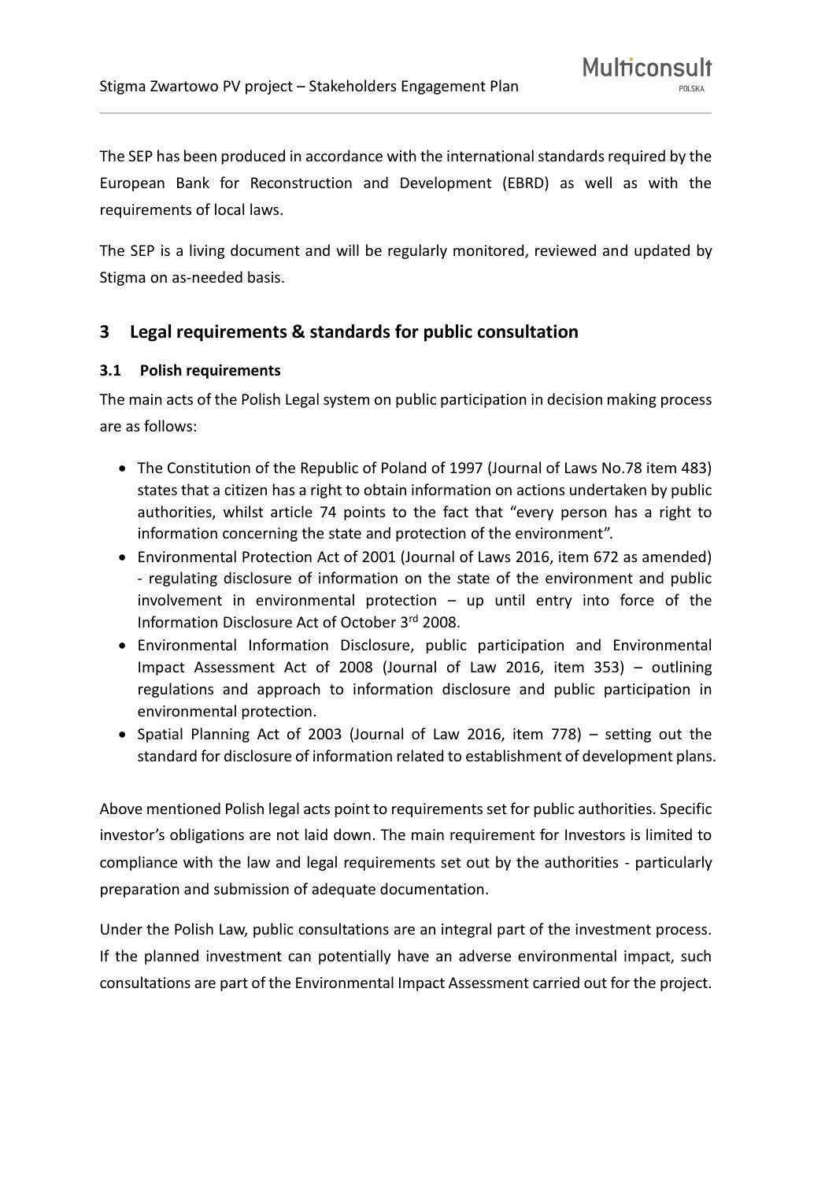The SEP has been produced in accordance with the international standards required by the European Bank for Reconstruction and Development (EBRD) as well as with the requirements of local laws.

The SEP is a living document and will be regularly monitored, reviewed and updated by Stigma on as-needed basis.

## 3 Legal requirements & standards for public consultation

### 3.1 Polish requirements

The main acts of the Polish Legal system on public participation in decision making process are as follows:

- The Constitution of the Republic of Poland of 1997 (Journal of Laws No.78 item 483) states that a citizen has a right to obtain information on actions undertaken by public authorities, whilst article 74 points to the fact that "every person has a right to information concerning the state and protection of the environment".
- Environmental Protection Act of 2001 (Journal of Laws 2016, item 672 as amended) - regulating disclosure of information on the state of the environment and public involvement in environmental protection – up until entry into force of the Information Disclosure Act of October 3rd 2008.
- Environmental Information Disclosure, public participation and Environmental Impact Assessment Act of 2008 (Journal of Law 2016, item 353) – outlining regulations and approach to information disclosure and public participation in environmental protection.
- Spatial Planning Act of 2003 (Journal of Law 2016, item 778) – setting out the standard for disclosure of information related to establishment of development plans.

Above mentioned Polish legal acts point to requirements set for public authorities. Specific investor's obligations are not laid down. The main requirement for Investors is limited to compliance with the law and legal requirements set out by the authorities - particularly preparation and submission of adequate documentation.

Under the Polish Law, public consultations are an integral part of the investment process. If the planned investment can potentially have an adverse environmental impact, such consultations are part of the Environmental Impact Assessment carried out for the project.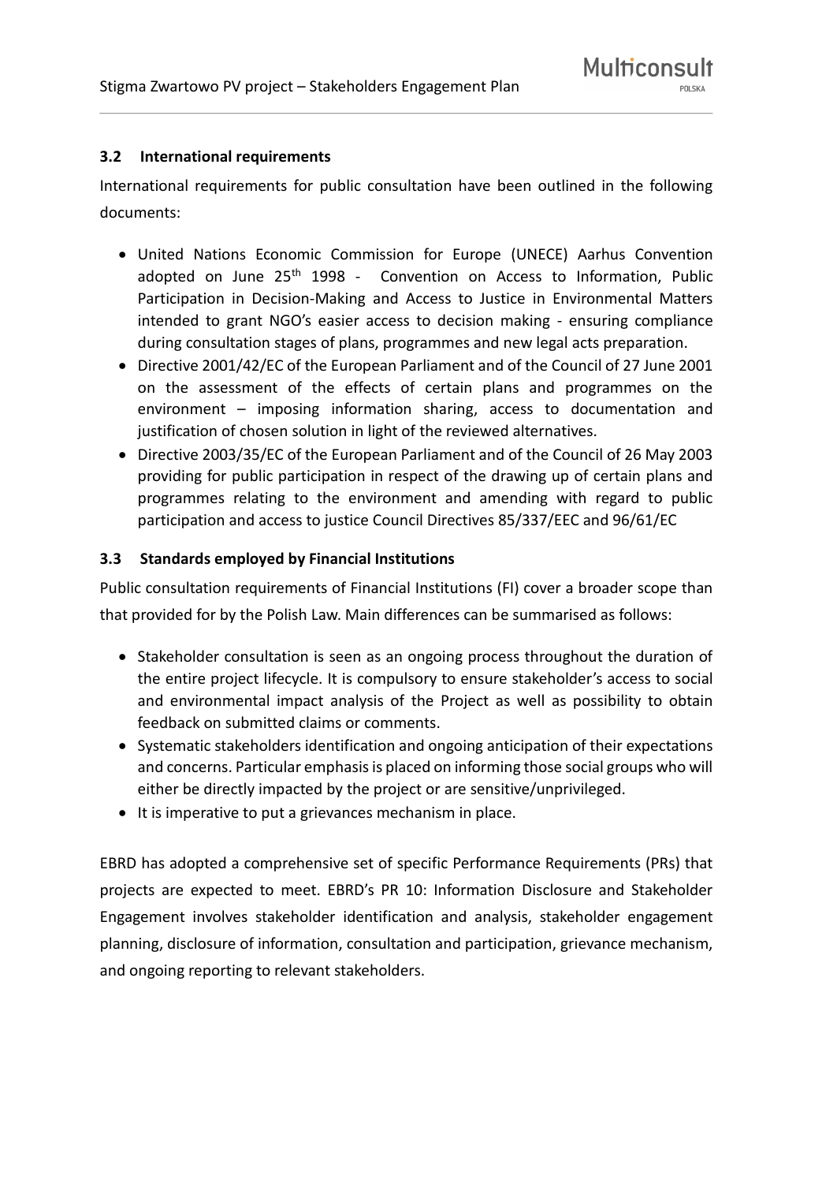### 3.2 International requirements

International requirements for public consultation have been outlined in the following documents:

- United Nations Economic Commission for Europe (UNECE) Aarhus Convention adopted on June 25th 1998 - Convention on Access to Information, Public Participation in Decision-Making and Access to Justice in Environmental Matters intended to grant NGO's easier access to decision making - ensuring compliance during consultation stages of plans, programmes and new legal acts preparation.
- Directive 2001/42/EC of the European Parliament and of the Council of 27 June 2001 on the assessment of the effects of certain plans and programmes on the environment – imposing information sharing, access to documentation and justification of chosen solution in light of the reviewed alternatives.
- Directive 2003/35/EC of the European Parliament and of the Council of 26 May 2003 providing for public participation in respect of the drawing up of certain plans and programmes relating to the environment and amending with regard to public participation and access to justice Council Directives 85/337/EEC and 96/61/EC

### 3.3 Standards employed by Financial Institutions

Public consultation requirements of Financial Institutions (FI) cover a broader scope than that provided for by the Polish Law. Main differences can be summarised as follows:

- Stakeholder consultation is seen as an ongoing process throughout the duration of the entire project lifecycle. It is compulsory to ensure stakeholder's access to social and environmental impact analysis of the Project as well as possibility to obtain feedback on submitted claims or comments.
- Systematic stakeholders identification and ongoing anticipation of their expectations and concerns. Particular emphasis is placed on informing those social groups who will either be directly impacted by the project or are sensitive/unprivileged.
- It is imperative to put a grievances mechanism in place.

EBRD has adopted a comprehensive set of specific Performance Requirements (PRs) that projects are expected to meet. EBRD's PR 10: Information Disclosure and Stakeholder Engagement involves stakeholder identification and analysis, stakeholder engagement planning, disclosure of information, consultation and participation, grievance mechanism, and ongoing reporting to relevant stakeholders.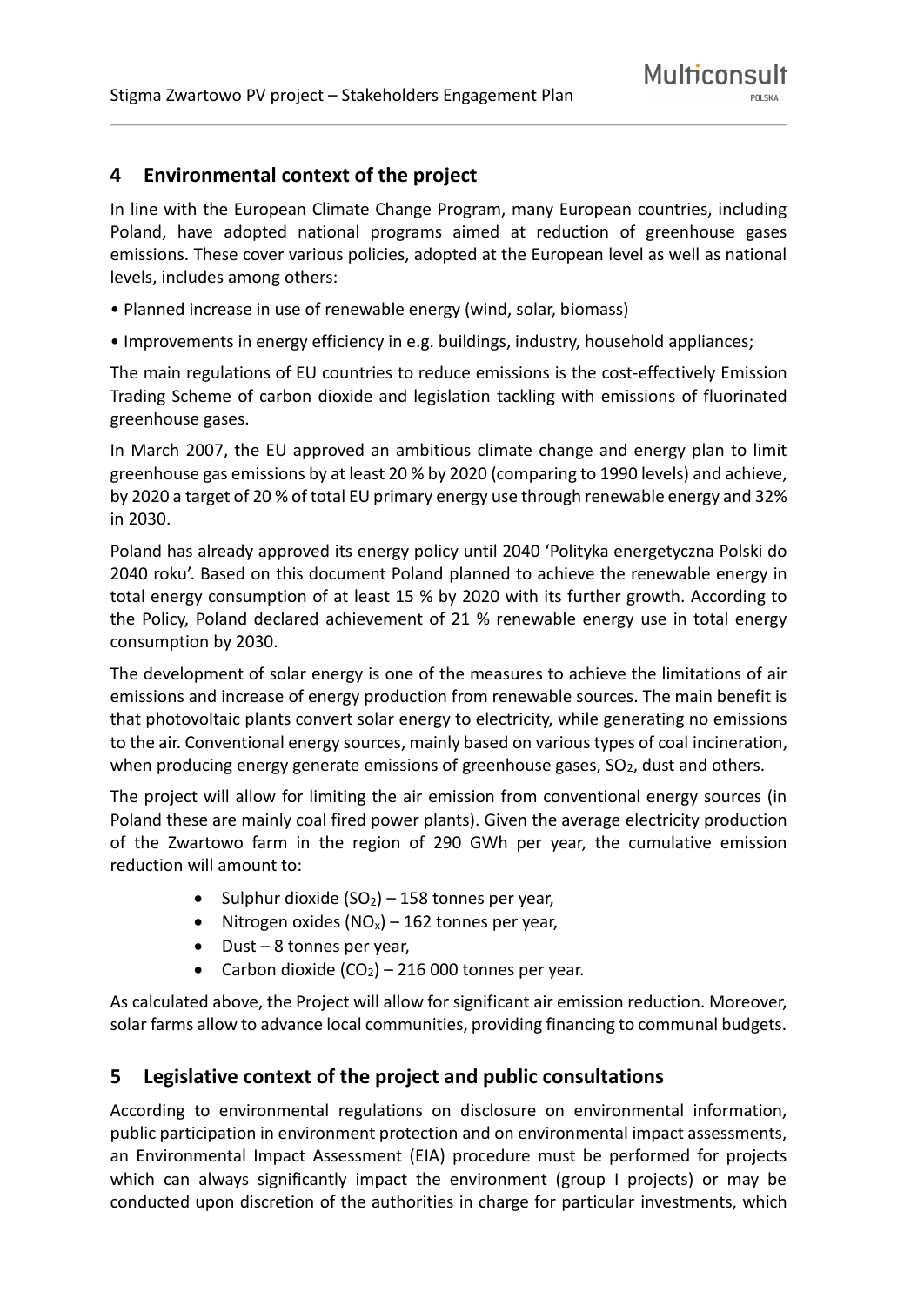## 4 Environmental context of the project

In line with the European Climate Change Program, many European countries, including Poland, have adopted national programs aimed at reduction of greenhouse gases emissions. These cover various policies, adopted at the European level as well as national levels, includes among others:

- Planned increase in use of renewable energy (wind, solar, biomass)
- Improvements in energy efficiency in e.g. buildings, industry, household appliances;

The main regulations of EU countries to reduce emissions is the cost-effectively Emission Trading Scheme of carbon dioxide and legislation tackling with emissions of fluorinated greenhouse gases.

In March 2007, the EU approved an ambitious climate change and energy plan to limit greenhouse gas emissions by at least 20 % by 2020 (comparing to 1990 levels) and achieve, by 2020 a target of 20 % of total EU primary energy use through renewable energy and 32% in 2030.

Poland has already approved its energy policy until 2040 'Polityka energetyczna Polski do 2040 roku'. Based on this document Poland planned to achieve the renewable energy in total energy consumption of at least 15 % by 2020 with its further growth. According to the Policy, Poland declared achievement of 21 % renewable energy use in total energy consumption by 2030.

The development of solar energy is one of the measures to achieve the limitations of air emissions and increase of energy production from renewable sources. The main benefit is that photovoltaic plants convert solar energy to electricity, while generating no emissions to the air. Conventional energy sources, mainly based on various types of coal incineration, when producing energy generate emissions of greenhouse gases, $SO_2$, dust and others.

The project will allow for limiting the air emission from conventional energy sources (in Poland these are mainly coal fired power plants). Given the average electricity production of the Zwartowo farm in the region of 290 GWh per year, the cumulative emission reduction will amount to:

- Sulphur dioxide ($SO_2$) – 158 tonnes per year,
- Nitrogen oxides ($NO_x$) – 162 tonnes per year,
- Dust – 8 tonnes per year,
- Carbon dioxide ($CO_2$) – 216 000 tonnes per year.

As calculated above, the Project will allow for significant air emission reduction. Moreover, solar farms allow to advance local communities, providing financing to communal budgets.

## 5 Legislative context of the project and public consultations

According to environmental regulations on disclosure on environmental information, public participation in environment protection and on environmental impact assessments, an Environmental Impact Assessment (EIA) procedure must be performed for projects which can always significantly impact the environment (group I projects) or may be conducted upon discretion of the authorities in charge for particular investments, which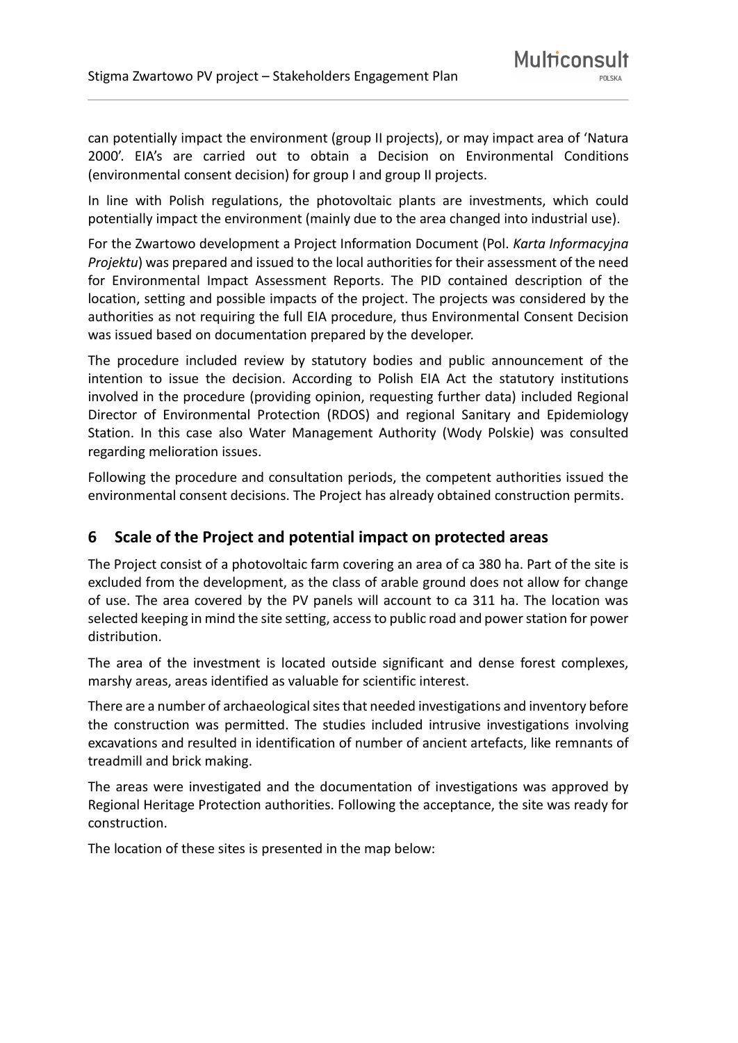can potentially impact the environment (group II projects), or may impact area of 'Natura 2000'. EIA's are carried out to obtain a Decision on Environmental Conditions (environmental consent decision) for group I and group II projects.

In line with Polish regulations, the photovoltaic plants are investments, which could potentially impact the environment (mainly due to the area changed into industrial use).

For the Zwartowo development a Project Information Document (Pol. *Karta Informacyjna Projektu*) was prepared and issued to the local authorities for their assessment of the need for Environmental Impact Assessment Reports. The PID contained description of the location, setting and possible impacts of the project. The projects was considered by the authorities as not requiring the full EIA procedure, thus Environmental Consent Decision was issued based on documentation prepared by the developer.

The procedure included review by statutory bodies and public announcement of the intention to issue the decision. According to Polish EIA Act the statutory institutions involved in the procedure (providing opinion, requesting further data) included Regional Director of Environmental Protection (RDOS) and regional Sanitary and Epidemiology Station. In this case also Water Management Authority (Wody Polskie) was consulted regarding melioration issues.

Following the procedure and consultation periods, the competent authorities issued the environmental consent decisions. The Project has already obtained construction permits.

## 6 Scale of the Project and potential impact on protected areas

The Project consist of a photovoltaic farm covering an area of ca 380 ha. Part of the site is excluded from the development, as the class of arable ground does not allow for change of use. The area covered by the PV panels will account to ca 311 ha. The location was selected keeping in mind the site setting, access to public road and power station for power distribution.

The area of the investment is located outside significant and dense forest complexes, marshy areas, areas identified as valuable for scientific interest.

There are a number of archaeological sites that needed investigations and inventory before the construction was permitted. The studies included intrusive investigations involving excavations and resulted in identification of number of ancient artefacts, like remnants of treadmill and brick making.

The areas were investigated and the documentation of investigations was approved by Regional Heritage Protection authorities. Following the acceptance, the site was ready for construction.

The location of these sites is presented in the map below: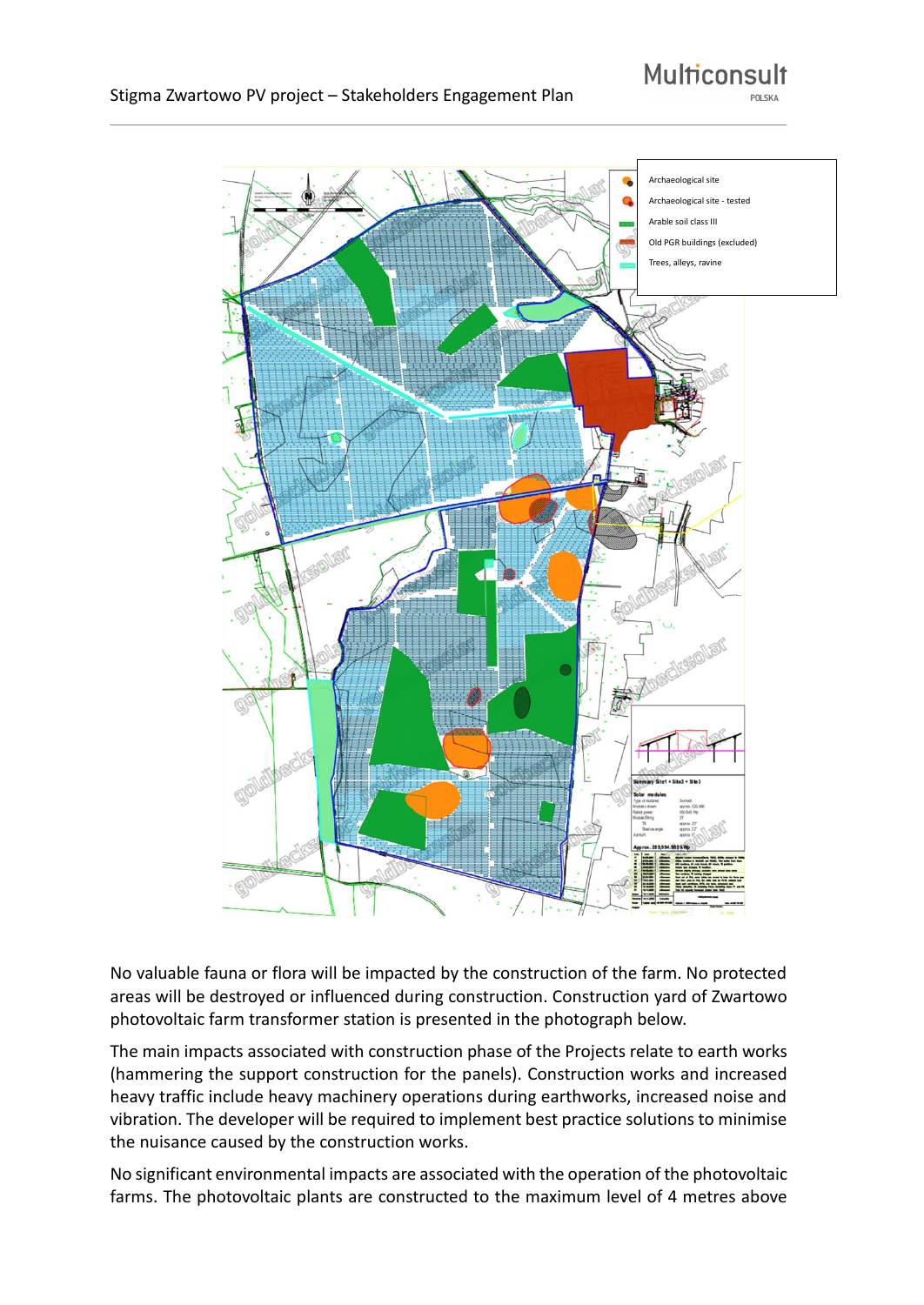No valuable fauna or flora will be impacted by the construction of the farm. No protected areas will be destroyed or influenced during construction. Construction yard of Zwartowo photovoltaic farm transformer station is presented in the photograph below.

The main impacts associated with construction phase of the Projects relate to earth works (hammering the support construction for the panels). Construction works and increased heavy traffic include heavy machinery operations during earthworks, increased noise and vibration. The developer will be required to implement best practice solutions to minimise the nuisance caused by the construction works.

No significant environmental impacts are associated with the operation of the photovoltaic farms. The photovoltaic plants are constructed to the maximum level of 4 metres above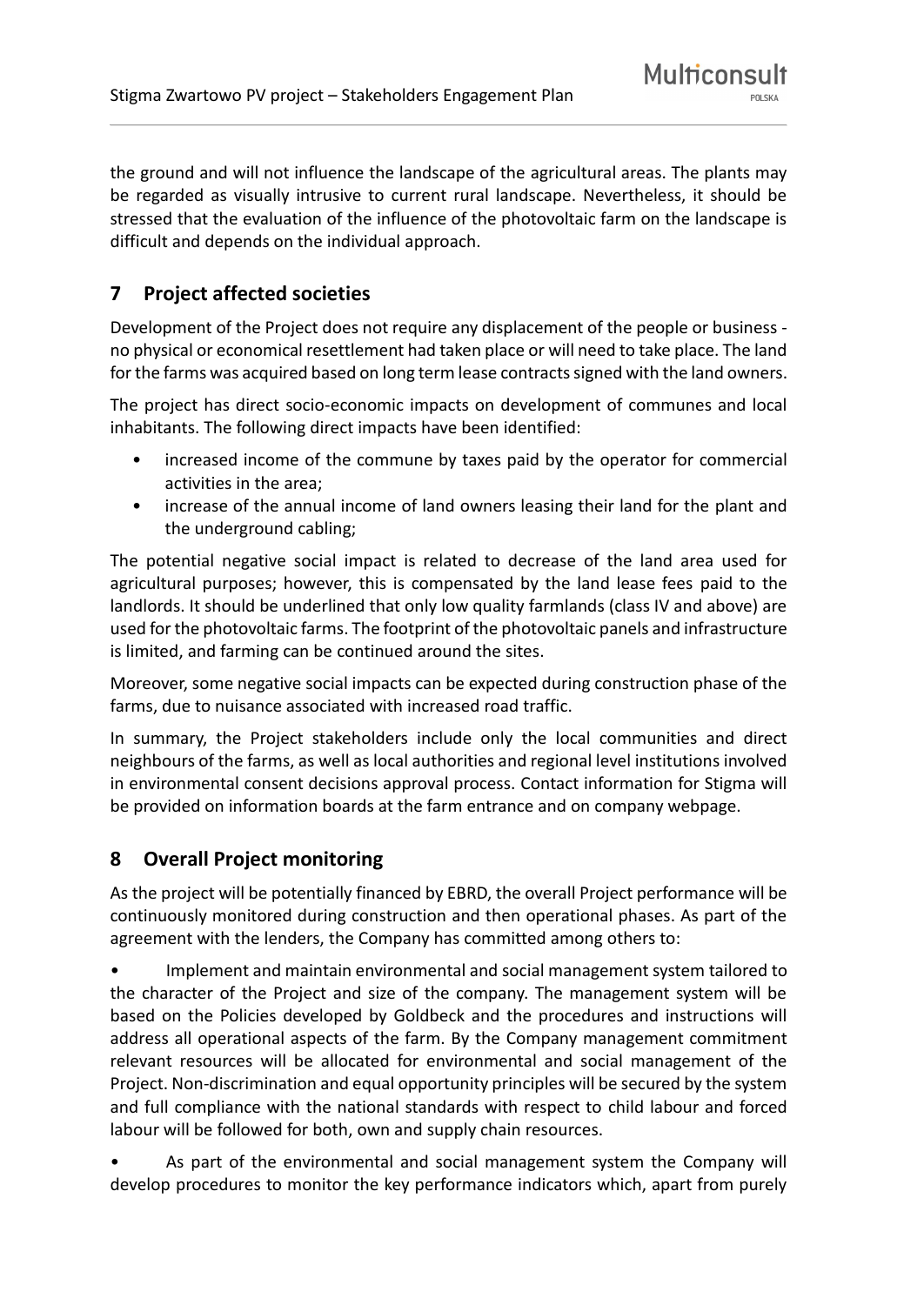the ground and will not influence the landscape of the agricultural areas. The plants may be regarded as visually intrusive to current rural landscape. Nevertheless, it should be stressed that the evaluation of the influence of the photovoltaic farm on the landscape is difficult and depends on the individual approach.

## 7 Project affected societies

Development of the Project does not require any displacement of the people or business - no physical or economical resettlement had taken place or will need to take place. The land for the farms was acquired based on long term lease contracts signed with the land owners.

The project has direct socio-economic impacts on development of communes and local inhabitants. The following direct impacts have been identified:

- increased income of the commune by taxes paid by the operator for commercial activities in the area;
- increase of the annual income of land owners leasing their land for the plant and the underground cabling;

The potential negative social impact is related to decrease of the land area used for agricultural purposes; however, this is compensated by the land lease fees paid to the landlords. It should be underlined that only low quality farmlands (class IV and above) are used for the photovoltaic farms. The footprint of the photovoltaic panels and infrastructure is limited, and farming can be continued around the sites.

Moreover, some negative social impacts can be expected during construction phase of the farms, due to nuisance associated with increased road traffic.

In summary, the Project stakeholders include only the local communities and direct neighbours of the farms, as well as local authorities and regional level institutions involved in environmental consent decisions approval process. Contact information for Stigma will be provided on information boards at the farm entrance and on company webpage.

## 8 Overall Project monitoring

As the project will be potentially financed by EBRD, the overall Project performance will be continuously monitored during construction and then operational phases. As part of the agreement with the lenders, the Company has committed among others to:

- Implement and maintain environmental and social management system tailored to the character of the Project and size of the company. The management system will be based on the Policies developed by Goldbeck and the procedures and instructions will address all operational aspects of the farm. By the Company management commitment relevant resources will be allocated for environmental and social management of the Project. Non-discrimination and equal opportunity principles will be secured by the system and full compliance with the national standards with respect to child labour and forced labour will be followed for both, own and supply chain resources.
- As part of the environmental and social management system the Company will develop procedures to monitor the key performance indicators which, apart from purely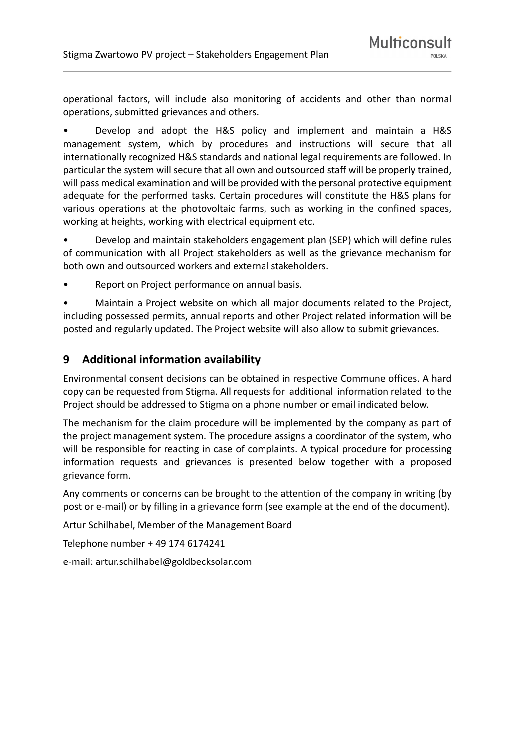operational factors, will include also monitoring of accidents and other than normal operations, submitted grievances and others.

- Develop and adopt the H&S policy and implement and maintain a H&S management system, which by procedures and instructions will secure that all internationally recognized H&S standards and national legal requirements are followed. In particular the system will secure that all own and outsourced staff will be properly trained, will pass medical examination and will be provided with the personal protective equipment adequate for the performed tasks. Certain procedures will constitute the H&S plans for various operations at the photovoltaic farms, such as working in the confined spaces, working at heights, working with electrical equipment etc.
- Develop and maintain stakeholders engagement plan (SEP) which will define rules of communication with all Project stakeholders as well as the grievance mechanism for both own and outsourced workers and external stakeholders.
- Report on Project performance on annual basis.
- Maintain a Project website on which all major documents related to the Project, including possessed permits, annual reports and other Project related information will be posted and regularly updated. The Project website will also allow to submit grievances.

# 9 Additional information availability

Environmental consent decisions can be obtained in respective Commune offices. A hard copy can be requested from Stigma. All requests for additional information related to the Project should be addressed to Stigma on a phone number or email indicated below.

The mechanism for the claim procedure will be implemented by the company as part of the project management system. The procedure assigns a coordinator of the system, who will be responsible for reacting in case of complaints. A typical procedure for processing information requests and grievances is presented below together with a proposed grievance form.

Any comments or concerns can be brought to the attention of the company in writing (by post or e-mail) or by filling in a grievance form (see example at the end of the document).

Artur Schilhabel, Member of the Management Board

Telephone number + 49 174 6174241

e-mail: artur.schilhabel@goldbecksolar.com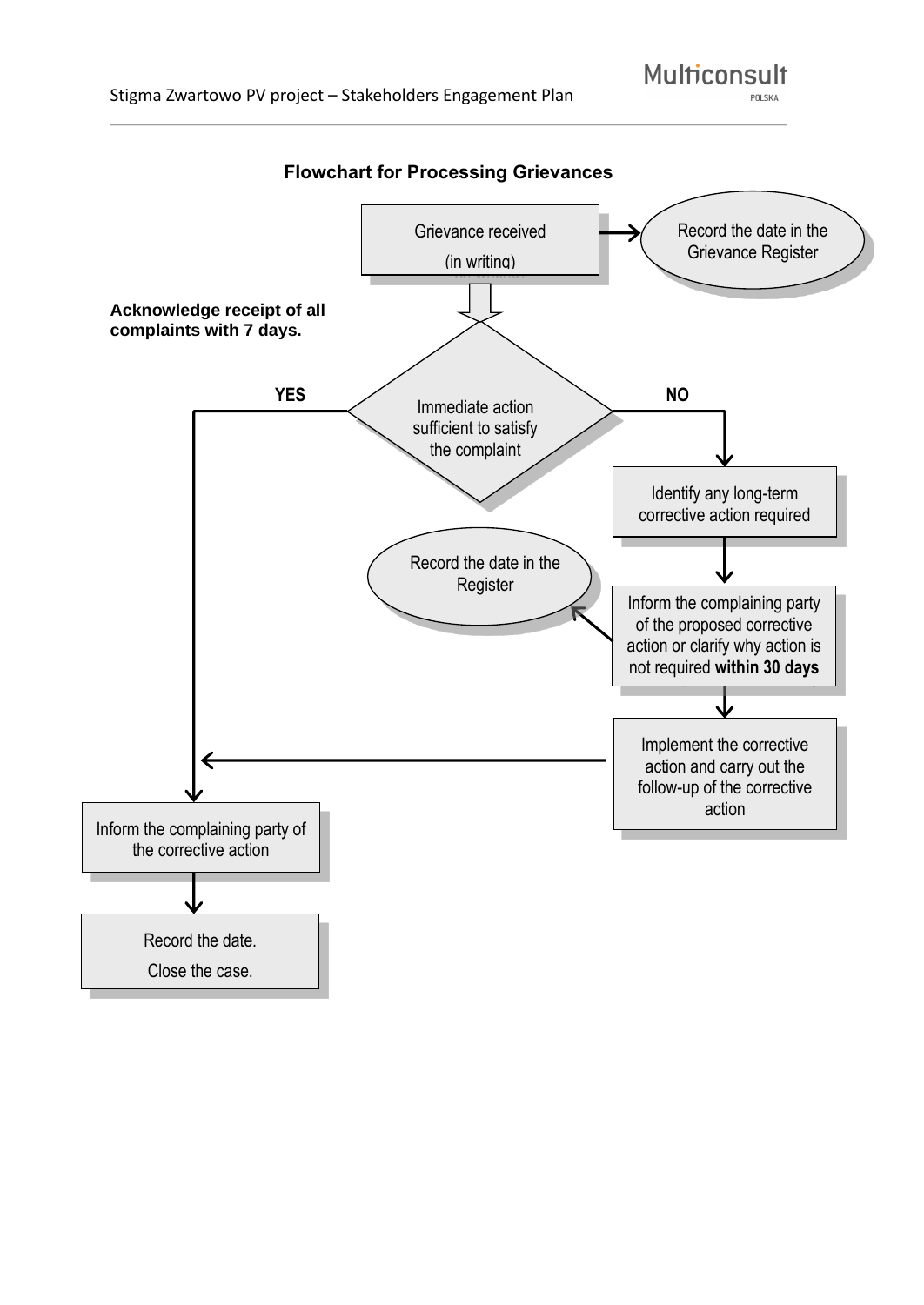**Flowchart for Processing Grievances**

Grievance received

(in writing)

Record the date in the Grievance Register

**Acknowledge receipt of all complaints with 7 days.**

Immediate action sufficient to satisfy the complaint

**YES**

**NO**

Identify any long-term corrective action required

Record the date in the Register

Inform the complaining party of the proposed corrective action or clarify why action is not required **within 30 days**

Implement the corrective action and carry out the follow-up of the corrective action

Inform the complaining party of the corrective action

Record the date.

Close the case.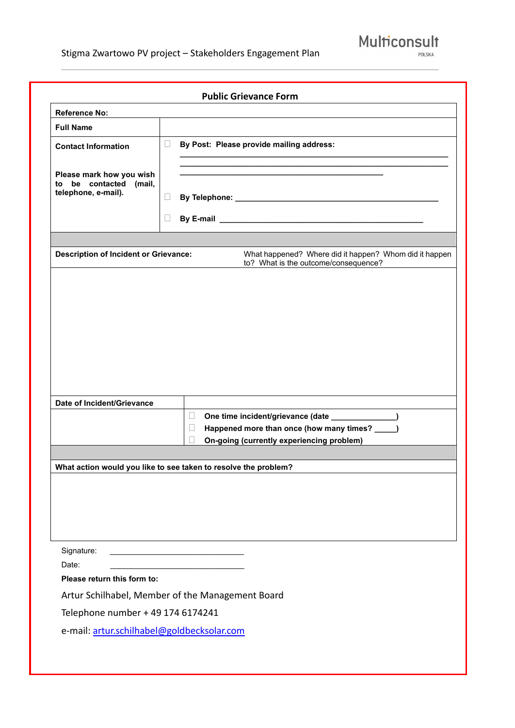## Public Grievance Form

| | |
|---|---|
| **Reference No:** | |
| **Full Name** | |
| **Contact Information**<br><br>**Please mark how you wish to be contacted (mail, telephone, e-mail).** | ☐ **By Post: Please provide mailing address:**<br>\_\_\_\_\_\_\_\_\_\_\_\_\_\_\_\_\_\_\_\_\_\_\_\_\_\_\_\_\_\_\_\_\_\_\_\_\_\_\_\_\_\_\_\_<br>\_\_\_\_\_\_\_\_\_\_\_\_\_\_\_\_\_\_\_\_\_\_\_\_\_\_\_\_\_\_\_\_\_\_\_\_\_\_\_\_\_\_\_\_<br>\_\_\_\_\_\_\_\_\_\_\_\_\_\_\_\_\_\_\_\_\_\_\_\_\_\_\_\_\_\_\_\_<br><br>☐ **By Telephone:** \_\_\_\_\_\_\_\_\_\_\_\_\_\_\_\_\_\_\_\_\_\_\_\_\_\_\_\_\_\_\_\_\_\_\_\_\_<br><br>☐ **By E-mail** \_\_\_\_\_\_\_\_\_\_\_\_\_\_\_\_\_\_\_\_\_\_\_\_\_\_\_\_\_\_\_\_\_\_\_\_\_ |

| | |
|---|---|
| **Description of Incident or Grievance:** | What happened? Where did it happen? Whom did it happen to? What is the outcome/consequence? |
| | |

| | |
|---|---|
| **Date of Incident/Grievance** | |
| | ☐ **One time incident/grievance (date \_\_\_\_\_\_\_\_\_\_\_\_\_\_\_)**<br>☐ **Happened more than once (how many times? \_\_\_\_\_)**<br>☐ **On-going (currently experiencing problem)** |

| |
|---|
| **What action would you like to see taken to resolve the problem?** |
| |

Signature: \_\_\_\_\_\_\_\_\_\_\_\_\_\_\_\_\_\_\_\_\_\_\_\_\_\_\_\_\_\_\_\_

Date: \_\_\_\_\_\_\_\_\_\_\_\_\_\_\_\_\_\_\_\_\_\_\_\_\_\_\_\_\_\_\_\_

**Please return this form to:**

Artur Schilhabel, Member of the Management Board

Telephone number + 49 174 6174241

e-mail: artur.schilhabel@goldbecksolar.com